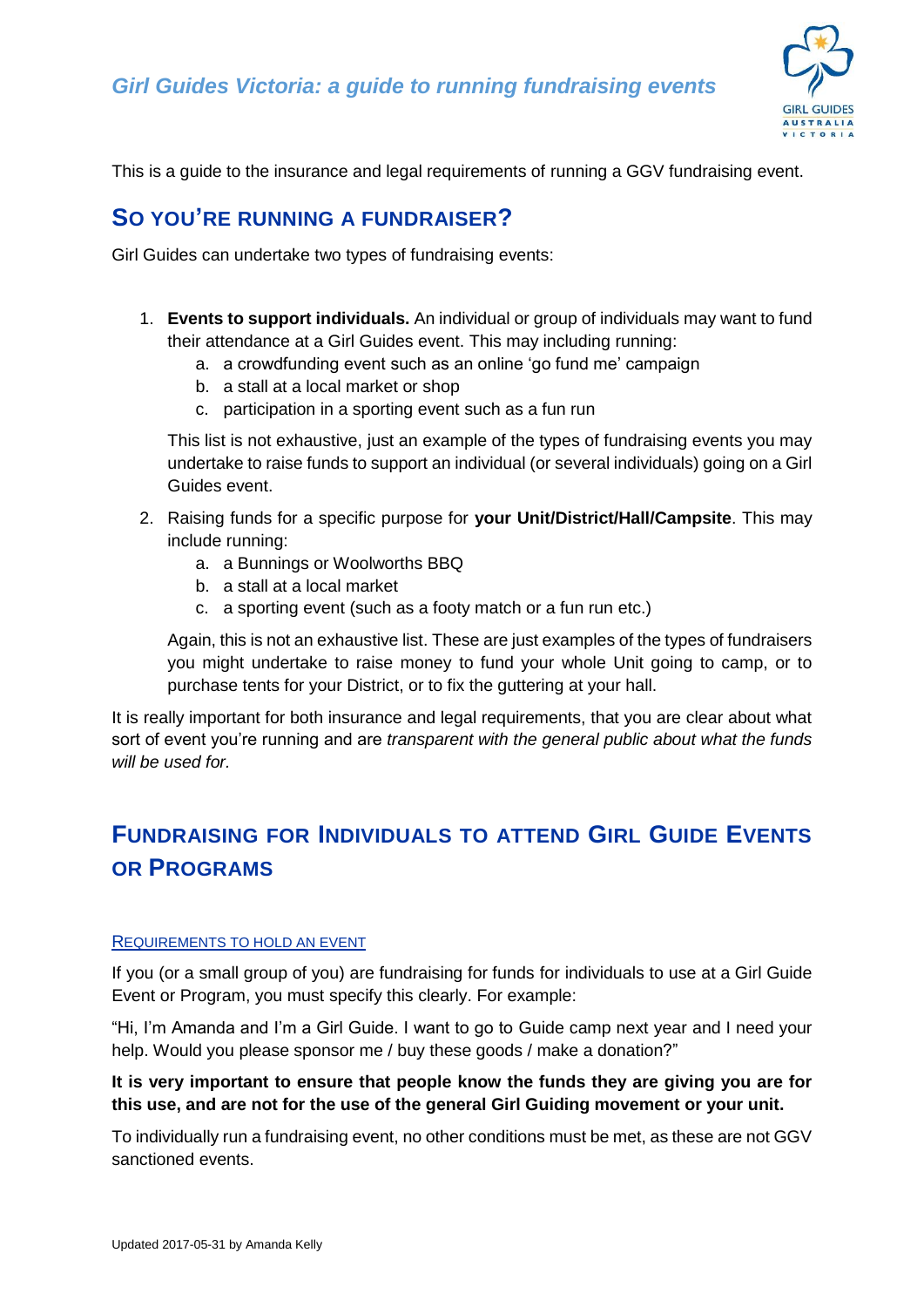# Girl Guides Victoria: a guide to running fundraising events

This is a guide to the insurance and legal requirements of running a GGV fundraising event.

## So you're running a fundraiser?

Girl Guides can undertake two types of fundraising events:

1. **Events to support individuals.** An individual or group of individuals may want to fund their attendance at a Girl Guides event. This may including running:
   a. a crowdfunding event such as an online 'go fund me' campaign
   b. a stall at a local market or shop
   c. participation in a sporting event such as a fun run

   This list is not exhaustive, just an example of the types of fundraising events you may undertake to raise funds to support an individual (or several individuals) going on a Girl Guides event.

2. Raising funds for a specific purpose for **your Unit/District/Hall/Campsite**. This may include running:
   a. a Bunnings or Woolworths BBQ
   b. a stall at a local market
   c. a sporting event (such as a footy match or a fun run etc.)

   Again, this is not an exhaustive list. These are just examples of the types of fundraisers you might undertake to raise money to fund your whole Unit going to camp, or to purchase tents for your District, or to fix the guttering at your hall.

It is really important for both insurance and legal requirements, that you are clear about what sort of event you're running and are *transparent with the general public about what the funds will be used for*.

## Fundraising for Individuals to attend Girl Guide Events or Programs

### Requirements to hold an event

If you (or a small group of you) are fundraising for funds for individuals to use at a Girl Guide Event or Program, you must specify this clearly. For example:

"Hi, I'm Amanda and I'm a Girl Guide. I want to go to Guide camp next year and I need your help. Would you please sponsor me / buy these goods / make a donation?"

**It is very important to ensure that people know the funds they are giving you are for this use, and are not for the use of the general Girl Guiding movement or your unit.**

To individually run a fundraising event, no other conditions must be met, as these are not GGV sanctioned events.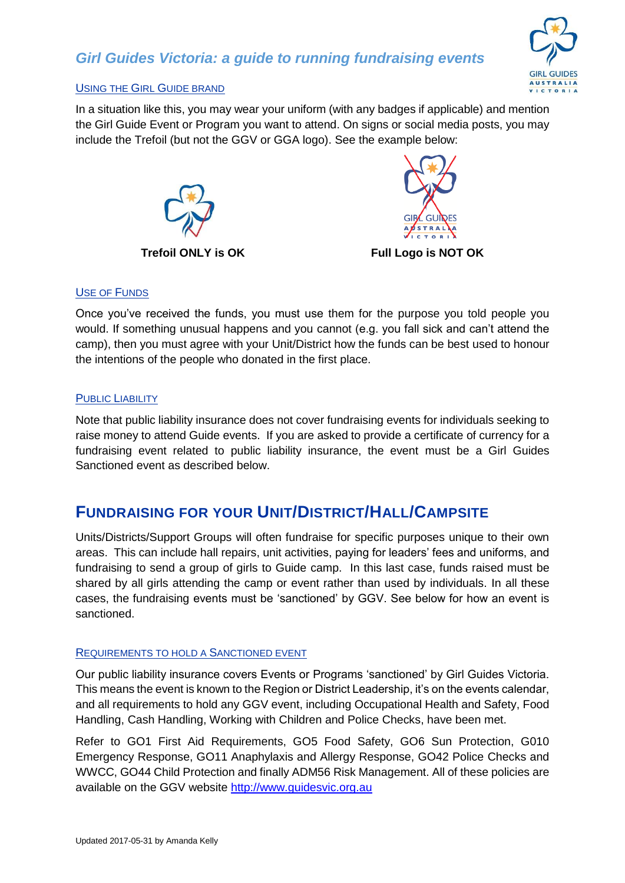# *Girl Guides Victoria: a guide to running fundraising events*

### Using the Girl Guide Brand

In a situation like this, you may wear your uniform (with any badges if applicable) and mention the Girl Guide Event or Program you want to attend. On signs or social media posts, you may include the Trefoil (but not the GGV or GGA logo). See the example below:

**Trefoil ONLY is OK**

**Full Logo is NOT OK**

### Use of Funds

Once you've received the funds, you must use them for the purpose you told people you would. If something unusual happens and you cannot (e.g. you fall sick and can't attend the camp), then you must agree with your Unit/District how the funds can be best used to honour the intentions of the people who donated in the first place.

### Public Liability

Note that public liability insurance does not cover fundraising events for individuals seeking to raise money to attend Guide events. If you are asked to provide a certificate of currency for a fundraising event related to public liability insurance, the event must be a Girl Guides Sanctioned event as described below.

## Fundraising for your Unit/District/Hall/Campsite

Units/Districts/Support Groups will often fundraise for specific purposes unique to their own areas. This can include hall repairs, unit activities, paying for leaders' fees and uniforms, and fundraising to send a group of girls to Guide camp. In this last case, funds raised must be shared by all girls attending the camp or event rather than used by individuals. In all these cases, the fundraising events must be 'sanctioned' by GGV. See below for how an event is sanctioned.

### Requirements to hold a Sanctioned event

Our public liability insurance covers Events or Programs 'sanctioned' by Girl Guides Victoria. This means the event is known to the Region or District Leadership, it's on the events calendar, and all requirements to hold any GGV event, including Occupational Health and Safety, Food Handling, Cash Handling, Working with Children and Police Checks, have been met.

Refer to GO1 First Aid Requirements, GO5 Food Safety, GO6 Sun Protection, G010 Emergency Response, GO11 Anaphylaxis and Allergy Response, GO42 Police Checks and WWCC, GO44 Child Protection and finally ADM56 Risk Management. All of these policies are available on the GGV website [http://www.guidesvic.org.au](http://www.guidesvic.org.au)

Updated 2017-05-31 by Amanda Kelly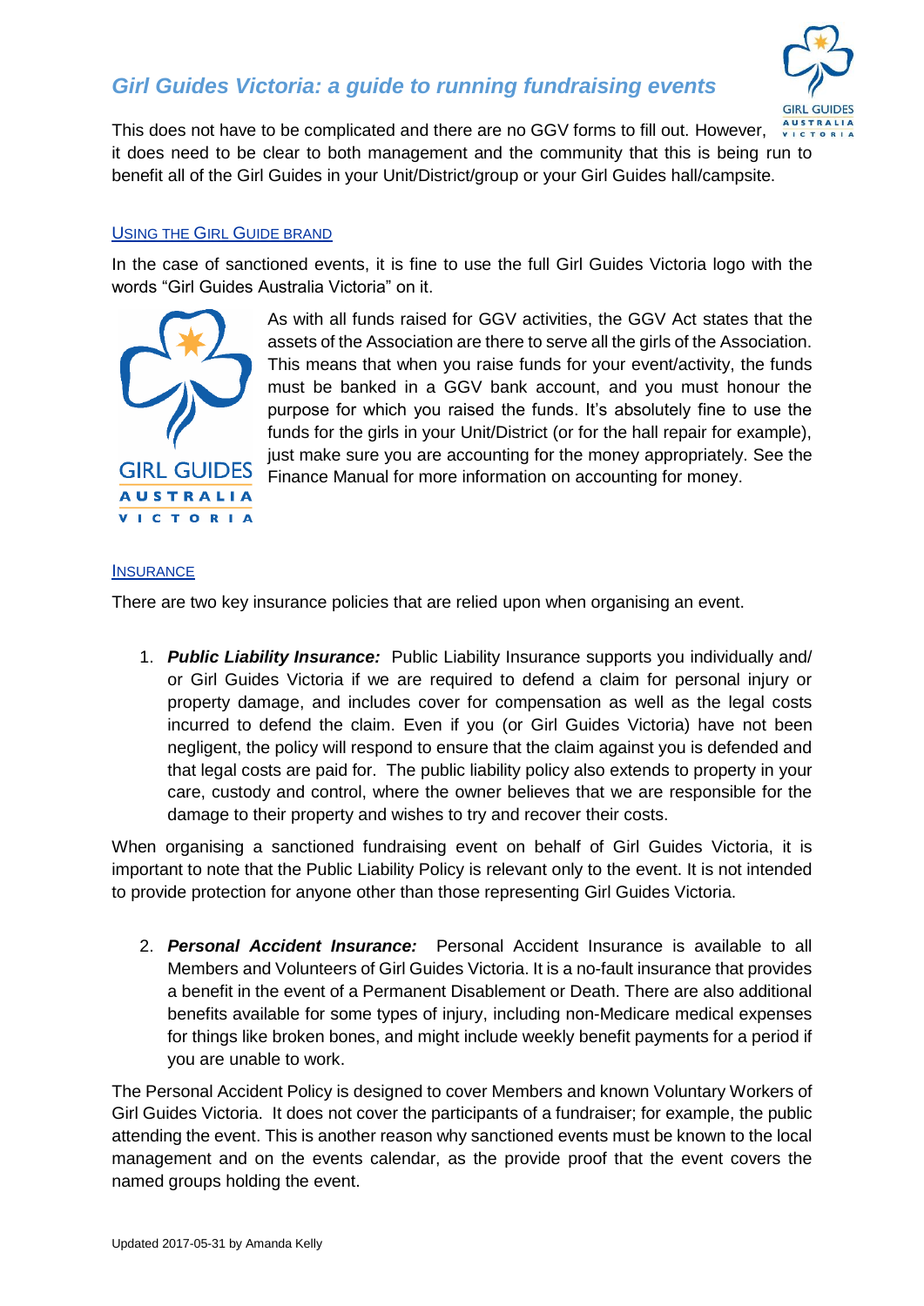# *Girl Guides Victoria: a guide to running fundraising events*

This does not have to be complicated and there are no GGV forms to fill out. However, it does need to be clear to both management and the community that this is being run to benefit all of the Girl Guides in your Unit/District/group or your Girl Guides hall/campsite.

## Using the Girl Guide brand

In the case of sanctioned events, it is fine to use the full Girl Guides Victoria logo with the words "Girl Guides Australia Victoria" on it.

As with all funds raised for GGV activities, the GGV Act states that the assets of the Association are there to serve all the girls of the Association. This means that when you raise funds for your event/activity, the funds must be banked in a GGV bank account, and you must honour the purpose for which you raised the funds. It's absolutely fine to use the funds for the girls in your Unit/District (or for the hall repair for example), just make sure you are accounting for the money appropriately. See the Finance Manual for more information on accounting for money.

## Insurance

There are two key insurance policies that are relied upon when organising an event.

1. ***Public Liability Insurance:*** Public Liability Insurance supports you individually and/ or Girl Guides Victoria if we are required to defend a claim for personal injury or property damage, and includes cover for compensation as well as the legal costs incurred to defend the claim. Even if you (or Girl Guides Victoria) have not been negligent, the policy will respond to ensure that the claim against you is defended and that legal costs are paid for. The public liability policy also extends to property in your care, custody and control, where the owner believes that we are responsible for the damage to their property and wishes to try and recover their costs.

When organising a sanctioned fundraising event on behalf of Girl Guides Victoria, it is important to note that the Public Liability Policy is relevant only to the event. It is not intended to provide protection for anyone other than those representing Girl Guides Victoria.

2. ***Personal Accident Insurance:*** Personal Accident Insurance is available to all Members and Volunteers of Girl Guides Victoria. It is a no-fault insurance that provides a benefit in the event of a Permanent Disablement or Death. There are also additional benefits available for some types of injury, including non-Medicare medical expenses for things like broken bones, and might include weekly benefit payments for a period if you are unable to work.

The Personal Accident Policy is designed to cover Members and known Voluntary Workers of Girl Guides Victoria. It does not cover the participants of a fundraiser; for example, the public attending the event. This is another reason why sanctioned events must be known to the local management and on the events calendar, as the provide proof that the event covers the named groups holding the event.

Updated 2017-05-31 by Amanda Kelly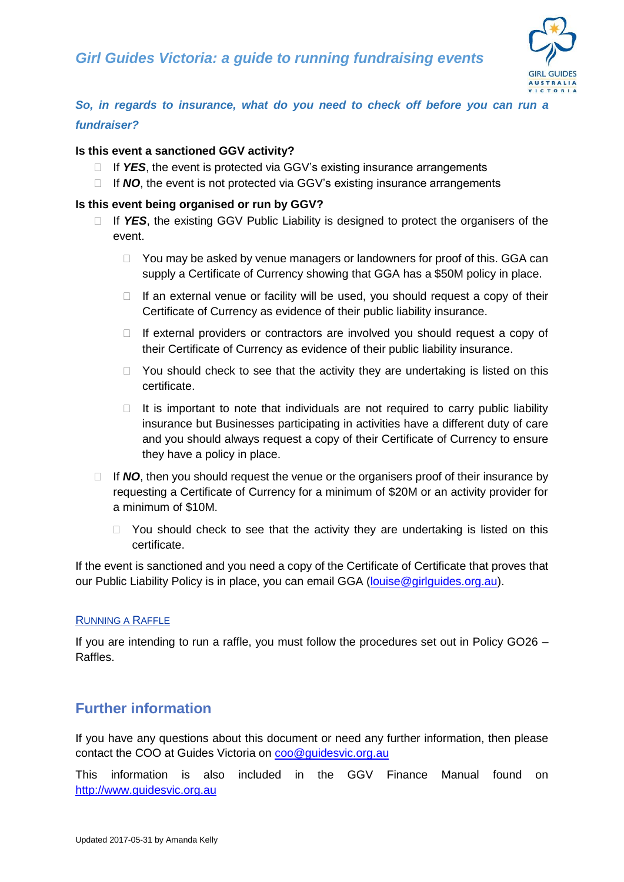***So, in regards to insurance, what do you need to check off before you can run a fundraiser?***

**Is this event a sanctioned GGV activity?**

- If ***YES***, the event is protected via GGV's existing insurance arrangements
- If ***NO***, the event is not protected via GGV's existing insurance arrangements

**Is this event being organised or run by GGV?**

- If ***YES***, the existing GGV Public Liability is designed to protect the organisers of the event.
  - You may be asked by venue managers or landowners for proof of this. GGA can supply a Certificate of Currency showing that GGA has a $50M policy in place.
  - If an external venue or facility will be used, you should request a copy of their Certificate of Currency as evidence of their public liability insurance.
  - If external providers or contractors are involved you should request a copy of their Certificate of Currency as evidence of their public liability insurance.
  - You should check to see that the activity they are undertaking is listed on this certificate.
  - It is important to note that individuals are not required to carry public liability insurance but Businesses participating in activities have a different duty of care and you should always request a copy of their Certificate of Currency to ensure they have a policy in place.
- If ***NO***, then you should request the venue or the organisers proof of their insurance by requesting a Certificate of Currency for a minimum of $20M or an activity provider for a minimum of $10M.
  - You should check to see that the activity they are undertaking is listed on this certificate.

If the event is sanctioned and you need a copy of the Certificate of Certificate that proves that our Public Liability Policy is in place, you can email GGA (louise@girlguides.org.au).

### RUNNING A RAFFLE

If you are intending to run a raffle, you must follow the procedures set out in Policy GO26 – Raffles.

## Further information

If you have any questions about this document or need any further information, then please contact the COO at Guides Victoria on coo@guidesvic.org.au

This information is also included in the GGV Finance Manual found on http://www.guidesvic.org.au

Updated 2017-05-31 by Amanda Kelly